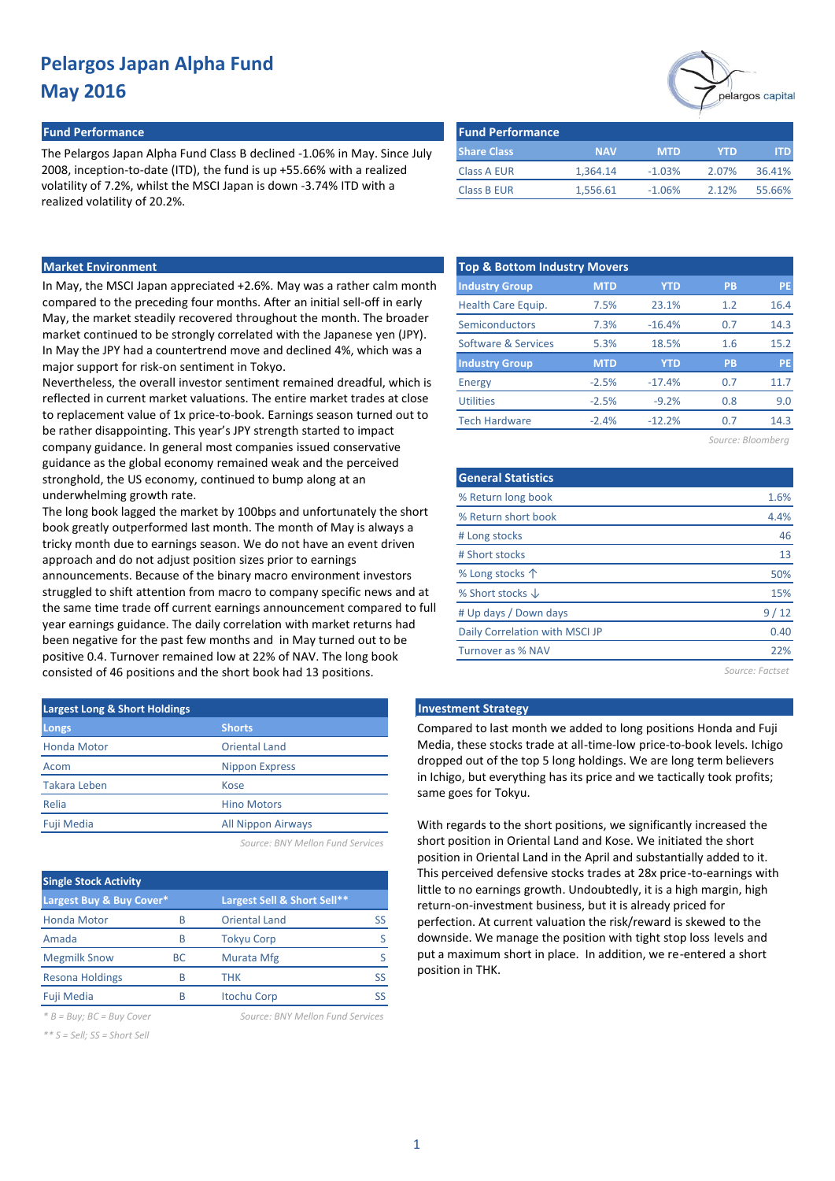# Pelargos Japan Alpha Fund
# May 2016

pelargos capital

## Fund Performance

The Pelargos Japan Alpha Fund Class B declined -1.06% in May. Since July 2008, inception-to-date (ITD), the fund is up +55.66% with a realized volatility of 7.2%, whilst the MSCI Japan is down -3.74% ITD with a realized volatility of 20.2%.

## Fund Performance

| Share Class | NAV | MTD | YTD | ITD |
|---|---|---|---|---|
| Class A EUR | 1,364.14 | -1.03% | 2.07% | 36.41% |
| Class B EUR | 1,556.61 | -1.06% | 2.12% | 55.66% |

## Market Environment

In May, the MSCI Japan appreciated +2.6%. May was a rather calm month compared to the preceding four months. After an initial sell-off in early May, the market steadily recovered throughout the month. The broader market continued to be strongly correlated with the Japanese yen (JPY). In May the JPY had a countertrend move and declined 4%, which was a major support for risk-on sentiment in Tokyo.

Nevertheless, the overall investor sentiment remained dreadful, which is reflected in current market valuations. The entire market trades at close to replacement value of 1x price-to-book. Earnings season turned out to be rather disappointing. This year's JPY strength started to impact company guidance. In general most companies issued conservative guidance as the global economy remained weak and the perceived stronghold, the US economy, continued to bump along at an underwhelming growth rate.

The long book lagged the market by 100bps and unfortunately the short book greatly outperformed last month. The month of May is always a tricky month due to earnings season. We do not have an event driven approach and do not adjust position sizes prior to earnings announcements. Because of the binary macro environment investors struggled to shift attention from macro to company specific news and at the same time trade off current earnings announcement compared to full year earnings guidance. The daily correlation with market returns had been negative for the past few months and in May turned out to be positive 0.4. Turnover remained low at 22% of NAV. The long book consisted of 46 positions and the short book had 13 positions.

## Top & Bottom Industry Movers

| Industry Group | MTD | YTD | PB | PE |
|---|---|---|---|---|
| Health Care Equip. | 7.5% | 23.1% | 1.2 | 16.4 |
| Semiconductors | 7.3% | -16.4% | 0.7 | 14.3 |
| Software & Services | 5.3% | 18.5% | 1.6 | 15.2 |
| **Industry Group** | **MTD** | **YTD** | **PB** | **PE** |
| Energy | -2.5% | -17.4% | 0.7 | 11.7 |
| Utilities | -2.5% | -9.2% | 0.8 | 9.0 |
| Tech Hardware | -2.4% | -12.2% | 0.7 | 14.3 |

*Source: Bloomberg*

## General Statistics

| | |
|---|---|
| % Return long book | 1.6% |
| % Return short book | 4.4% |
| # Long stocks | 46 |
| # Short stocks | 13 |
| % Long stocks ↑ | 50% |
| % Short stocks ↓ | 15% |
| # Up days / Down days | 9 / 12 |
| Daily Correlation with MSCI JP | 0.40 |
| Turnover as % NAV | 22% |

*Source: Factset*

## Largest Long & Short Holdings

| Longs | Shorts |
|---|---|
| Honda Motor | Oriental Land |
| Acom | Nippon Express |
| Takara Leben | Kose |
| Relia | Hino Motors |
| Fuji Media | All Nippon Airways |

*Source: BNY Mellon Fund Services*

## Single Stock Activity

| Largest Buy & Buy Cover* | | Largest Sell & Short Sell** | |
|---|---|---|---|
| Honda Motor | B | Oriental Land | SS |
| Amada | B | Tokyu Corp | S |
| Megmilk Snow | BC | Murata Mfg | S |
| Resona Holdings | B | THK | SS |
| Fuji Media | B | Itochu Corp | SS |

*\* B = Buy; BC = Buy Cover*

*\*\* S = Sell; SS = Short Sell*

*Source: BNY Mellon Fund Services*

## Investment Strategy

Compared to last month we added to long positions Honda and Fuji Media, these stocks trade at all-time-low price-to-book levels. Ichigo dropped out of the top 5 long holdings. We are long term believers in Ichigo, but everything has its price and we tactically took profits; same goes for Tokyu.

With regards to the short positions, we significantly increased the short position in Oriental Land and Kose. We initiated the short position in Oriental Land in the April and substantially added to it. This perceived defensive stocks trades at 28x price-to-earnings with little to no earnings growth. Undoubtedly, it is a high margin, high return-on-investment business, but it is already priced for perfection. At current valuation the risk/reward is skewed to the downside. We manage the position with tight stop loss levels and put a maximum short in place. In addition, we re-entered a short position in THK.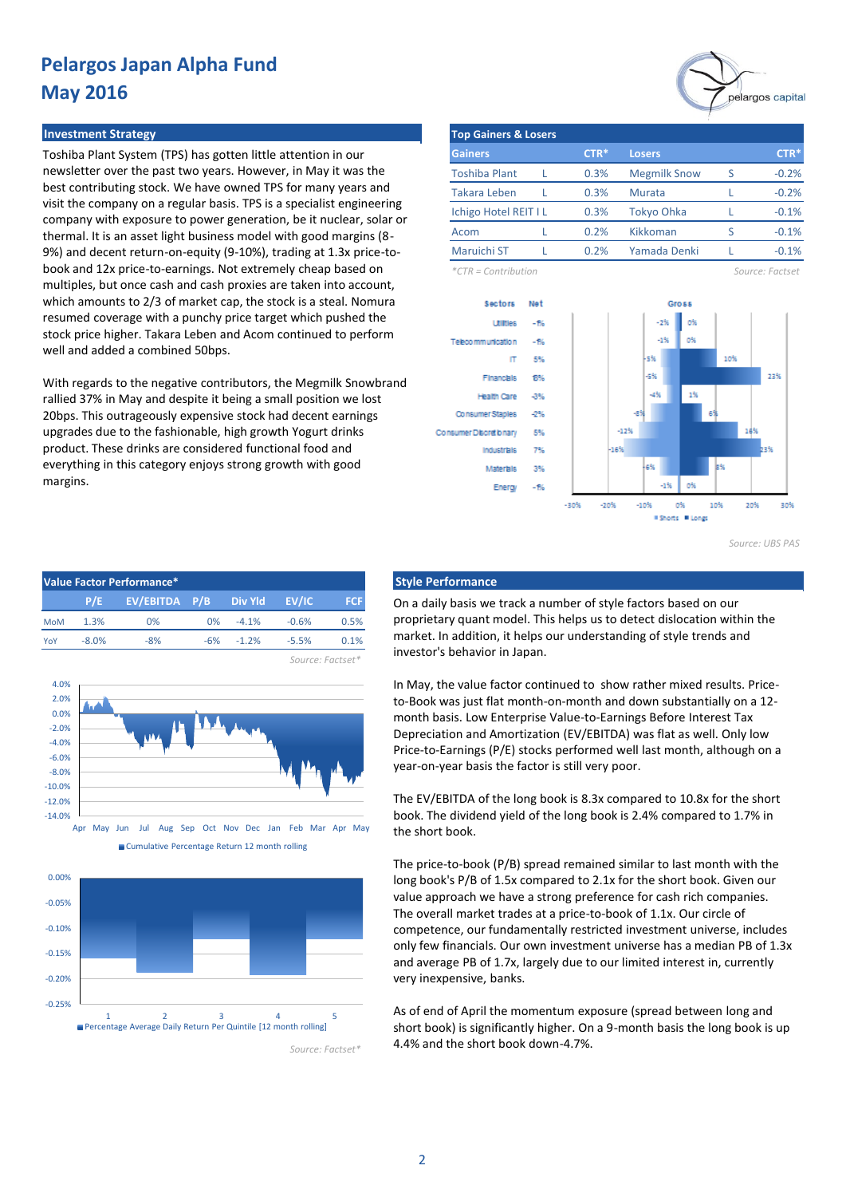# Pelargos Japan Alpha Fund
# May 2016

pelargos capital

## Investment Strategy

Toshiba Plant System (TPS) has gotten little attention in our newsletter over the past two years. However, in May it was the best contributing stock. We have owned TPS for many years and visit the company on a regular basis. TPS is a specialist engineering company with exposure to power generation, be it nuclear, solar or thermal. It is an asset light business model with good margins (8-9%) and decent return-on-equity (9-10%), trading at 1.3x price-to-book and 12x price-to-earnings. Not extremely cheap based on multiples, but once cash and cash proxies are taken into account, which amounts to 2/3 of market cap, the stock is a steal. Nomura resumed coverage with a punchy price target which pushed the stock price higher. Takara Leben and Acom continued to perform well and added a combined 50bps.

With regards to the negative contributors, the Megmilk Snowbrand rallied 37% in May and despite it being a small position we lost 20bps. This outrageously expensive stock had decent earnings upgrades due to the fashionable, high growth Yogurt drinks product. These drinks are considered functional food and everything in this category enjoys strong growth with good margins.

## Top Gainers & Losers

| Gainers | | CTR* | Losers | | CTR* |
|---|---|---|---|---|---|
| Toshiba Plant | L | 0.3% | Megmilk Snow | S | -0.2% |
| Takara Leben | L | 0.3% | Murata | L | -0.2% |
| Ichigo Hotel REIT I | L | 0.3% | Tokyo Ohka | L | -0.1% |
| Acom | L | 0.2% | Kikkoman | S | -0.1% |
| Maruichi ST | L | 0.2% | Yamada Denki | L | -0.1% |

*CTR = Contribution

Source: Factset

Sectors Net Gross

Utilities -1%
Telecommunication -1%
IT 5%
Financials 18%
Health Care -3%
Consumer Staples -2%
Consumer Discretionary 5%
Industrials 7%
Materials 3%
Energy -1%

-2% 0%
-1% 0%
-5% 10%
-5% 23%
-4% 1%
-8% 6%
-12% 16%
-16% 23%
-6% 8%
-1% 0%

-30% -20% -10% 0% 10% 20% 30%

Shorts Longs

Source: UBS PAS

## Value Factor Performance*

| | P/E | EV/EBITDA | P/B | Div Yld | EV/IC | FCF |
|---|---|---|---|---|---|---|
| MoM | 1.3% | 0% | 0% | -4.1% | -0.6% | 0.5% |
| YoY | -8.0% | -8% | -6% | -1.2% | -5.5% | 0.1% |

Source: Factset*

4.0% 2.0% 0.0% -2.0% -4.0% -6.0% -8.0% -10.0% -12.0% -14.0%

Apr May Jun Jul Aug Sep Oct Nov Dec Jan Feb Mar Apr May

Cumulative Percentage Return 12 month rolling

0.00% -0.05% -0.10% -0.15% -0.20% -0.25%

1 2 3 4 5

Percentage Average Daily Return Per Quintile [12 month rolling]

Source: Factset*

## Style Performance

On a daily basis we track a number of style factors based on our proprietary quant model. This helps us to detect dislocation within the market. In addition, it helps our understanding of style trends and investor's behavior in Japan.

In May, the value factor continued to show rather mixed results. Price-to-Book was just flat month-on-month and down substantially on a 12-month basis. Low Enterprise Value-to-Earnings Before Interest Tax Depreciation and Amortization (EV/EBITDA) was flat as well. Only low Price-to-Earnings (P/E) stocks performed well last month, although on a year-on-year basis the factor is still very poor.

The EV/EBITDA of the long book is 8.3x compared to 10.8x for the short book. The dividend yield of the long book is 2.4% compared to 1.7% in the short book.

The price-to-book (P/B) spread remained similar to last month with the long book's P/B of 1.5x compared to 2.1x for the short book. Given our value approach we have a strong preference for cash rich companies. The overall market trades at a price-to-book of 1.1x. Our circle of competence, our fundamentally restricted investment universe, includes only few financials. Our own investment universe has a median PB of 1.3x and average PB of 1.7x, largely due to our limited interest in, currently very inexpensive, banks.

As of end of April the momentum exposure (spread between long and short book) is significantly higher. On a 9-month basis the long book is up 4.4% and the short book down-4.7%.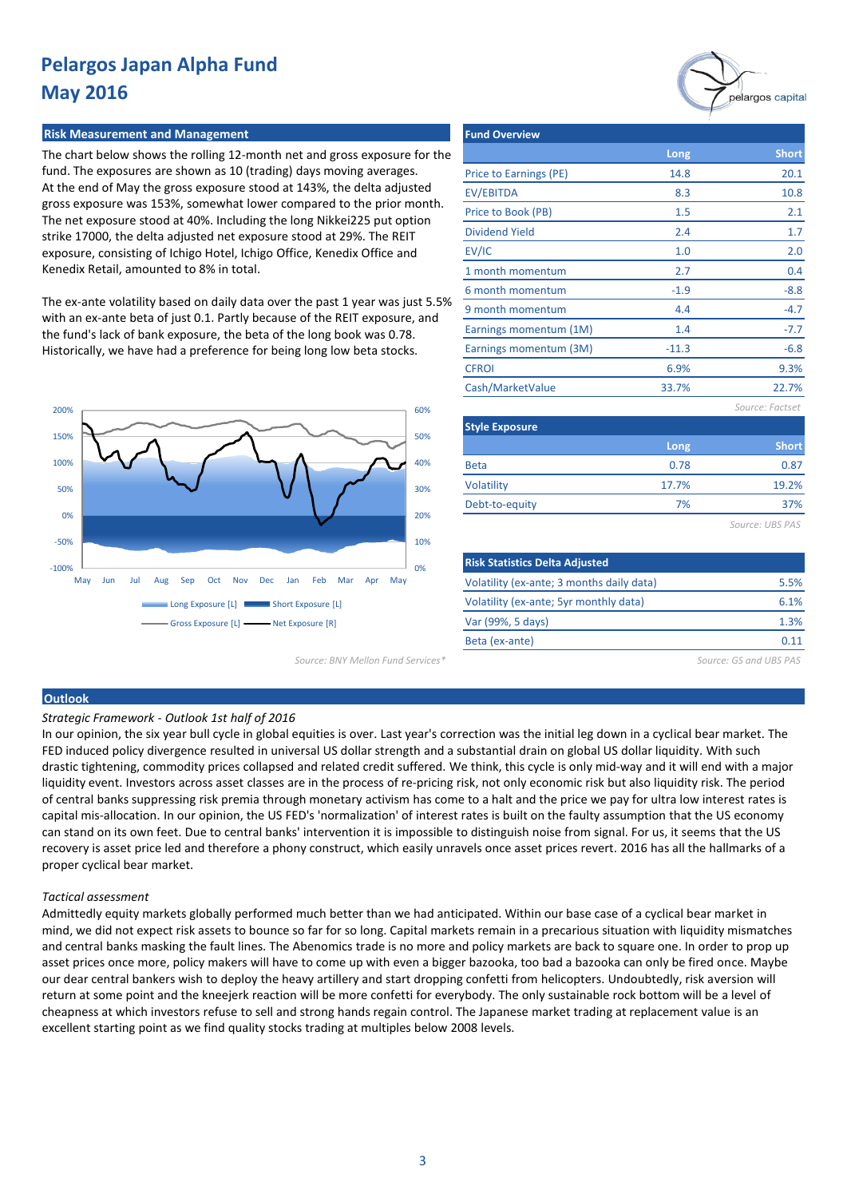# Pelargos Japan Alpha Fund
# May 2016

pelargos capital

## Risk Measurement and Management

The chart below shows the rolling 12-month net and gross exposure for the fund. The exposures are shown as 10 (trading) days moving averages. At the end of May the gross exposure stood at 143%, the delta adjusted gross exposure was 153%, somewhat lower compared to the prior month. The net exposure stood at 40%. Including the long Nikkei225 put option strike 17000, the delta adjusted net exposure stood at 29%. The REIT exposure, consisting of Ichigo Hotel, Ichigo Office, Kenedix Office and Kenedix Retail, amounted to 8% in total.

The ex-ante volatility based on daily data over the past 1 year was just 5.5% with an ex-ante beta of just 0.1. Partly because of the REIT exposure, and the fund's lack of bank exposure, the beta of the long book was 0.78. Historically, we have had a preference for being long low beta stocks.

200%
150%
100%
50%
0%
-50%
-100%

60%
50%
40%
30%
20%
10%
0%

May Jun Jul Aug Sep Oct Nov Dec Jan Feb Mar Apr May

Long Exposure [L]
Short Exposure [L]
Gross Exposure [L]
Net Exposure [R]

Source: BNY Mellon Fund Services*

| Fund Overview | Long | Short |
|---|---|---|
| Price to Earnings (PE) | 14.8 | 20.1 |
| EV/EBITDA | 8.3 | 10.8 |
| Price to Book (PB) | 1.5 | 2.1 |
| Dividend Yield | 2.4 | 1.7 |
| EV/IC | 1.0 | 2.0 |
| 1 month momentum | 2.7 | 0.4 |
| 6 month momentum | -1.9 | -8.8 |
| 9 month momentum | 4.4 | -4.7 |
| Earnings momentum (1M) | 1.4 | -7.7 |
| Earnings momentum (3M) | -11.3 | -6.8 |
| CFROI | 6.9% | 9.3% |
| Cash/MarketValue | 33.7% | 22.7% |

Source: Factset

| Style Exposure | Long | Short |
|---|---|---|
| Beta | 0.78 | 0.87 |
| Volatility | 17.7% | 19.2% |
| Debt-to-equity | 7% | 37% |

Source: UBS PAS

| Risk Statistics Delta Adjusted | |
|---|---|
| Volatility (ex-ante; 3 months daily data) | 5.5% |
| Volatility (ex-ante; 5yr monthly data) | 6.1% |
| Var (99%, 5 days) | 1.3% |
| Beta (ex-ante) | 0.11 |

Source: GS and UBS PAS

## Outlook

*Strategic Framework - Outlook 1st half of 2016*

In our opinion, the six year bull cycle in global equities is over. Last year's correction was the initial leg down in a cyclical bear market. The FED induced policy divergence resulted in universal US dollar strength and a substantial drain on global US dollar liquidity. With such drastic tightening, commodity prices collapsed and related credit suffered. We think, this cycle is only mid-way and it will end with a major liquidity event. Investors across asset classes are in the process of re-pricing risk, not only economic risk but also liquidity risk. The period of central banks suppressing risk premia through monetary activism has come to a halt and the price we pay for ultra low interest rates is capital mis-allocation. In our opinion, the US FED's 'normalization' of interest rates is built on the faulty assumption that the US economy can stand on its own feet. Due to central banks' intervention it is impossible to distinguish noise from signal. For us, it seems that the US recovery is asset price led and therefore a phony construct, which easily unravels once asset prices revert. 2016 has all the hallmarks of a proper cyclical bear market.

*Tactical assessment*

Admittedly equity markets globally performed much better than we had anticipated. Within our base case of a cyclical bear market in mind, we did not expect risk assets to bounce so far for so long. Capital markets remain in a precarious situation with liquidity mismatches and central banks masking the fault lines. The Abenomics trade is no more and policy markets are back to square one. In order to prop up asset prices once more, policy makers will have to come up with even a bigger bazooka, too bad a bazooka can only be fired once. Maybe our dear central bankers wish to deploy the heavy artillery and start dropping confetti from helicopters. Undoubtedly, risk aversion will return at some point and the kneejerk reaction will be more confetti for everybody. The only sustainable rock bottom will be a level of cheapness at which investors refuse to sell and strong hands regain control. The Japanese market trading at replacement value is an excellent starting point as we find quality stocks trading at multiples below 2008 levels.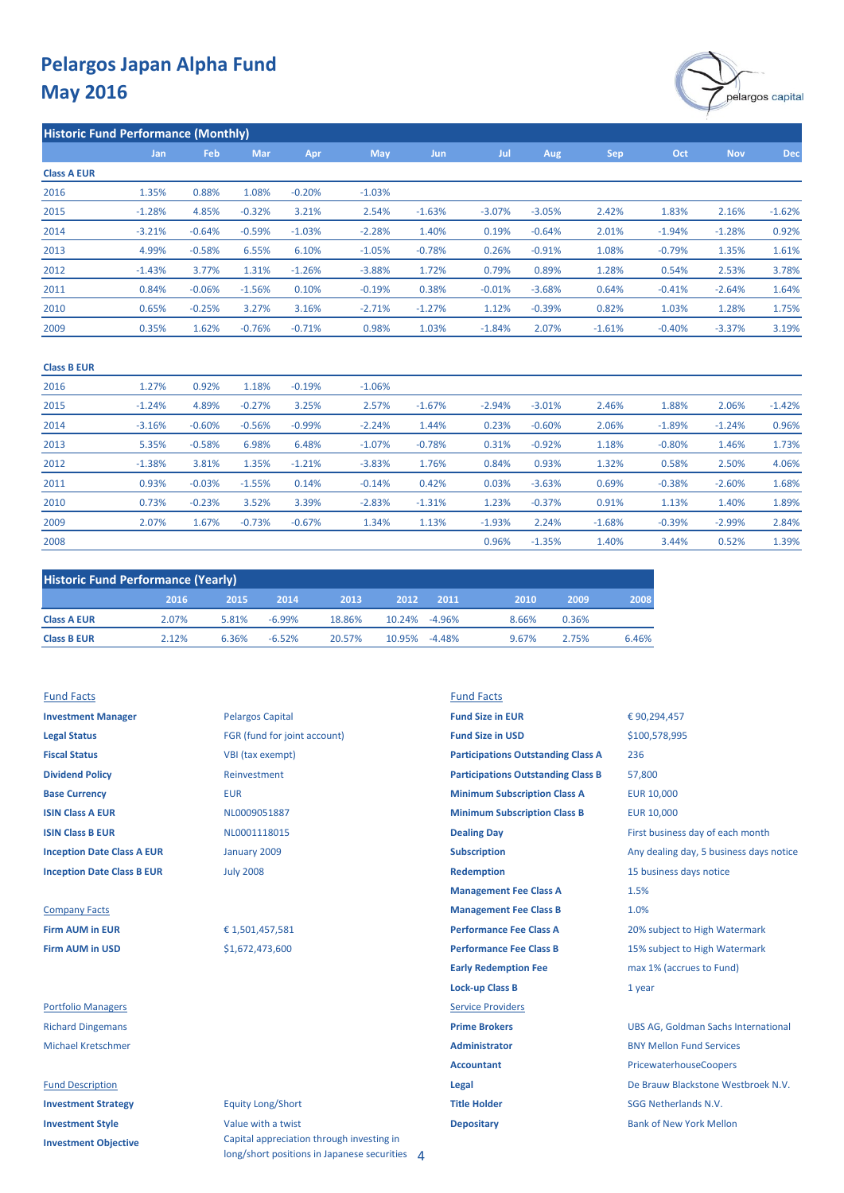# Pelargos Japan Alpha Fund
# May 2016

## Historic Fund Performance (Monthly)

| | Jan | Feb | Mar | Apr | May | Jun | Jul | Aug | Sep | Oct | Nov | Dec |
|---|---|---|---|---|---|---|---|---|---|---|---|---|
| **Class A EUR** | | | | | | | | | | | | |
| 2016 | 1.35% | 0.88% | 1.08% | -0.20% | -1.03% | | | | | | | |
| 2015 | -1.28% | 4.85% | -0.32% | 3.21% | 2.54% | -1.63% | -3.07% | -3.05% | 2.42% | 1.83% | 2.16% | -1.62% |
| 2014 | -3.21% | -0.64% | -0.59% | -1.03% | -2.28% | 1.40% | 0.19% | -0.64% | 2.01% | -1.94% | -1.28% | 0.92% |
| 2013 | 4.99% | -0.58% | 6.55% | 6.10% | -1.05% | -0.78% | 0.26% | -0.91% | 1.08% | -0.79% | 1.35% | 1.61% |
| 2012 | -1.43% | 3.77% | 1.31% | -1.26% | -3.88% | 1.72% | 0.79% | 0.89% | 1.28% | 0.54% | 2.53% | 3.78% |
| 2011 | 0.84% | -0.06% | -1.56% | 0.10% | -0.19% | 0.38% | -0.01% | -3.68% | 0.64% | -0.41% | -2.64% | 1.64% |
| 2010 | 0.65% | -0.25% | 3.27% | 3.16% | -2.71% | -1.27% | 1.12% | -0.39% | 0.82% | 1.03% | 1.28% | 1.75% |
| 2009 | 0.35% | 1.62% | -0.76% | -0.71% | 0.98% | 1.03% | -1.84% | 2.07% | -1.61% | -0.40% | -3.37% | 3.19% |
| **Class B EUR** | | | | | | | | | | | | |
| 2016 | 1.27% | 0.92% | 1.18% | -0.19% | -1.06% | | | | | | | |
| 2015 | -1.24% | 4.89% | -0.27% | 3.25% | 2.57% | -1.67% | -2.94% | -3.01% | 2.46% | 1.88% | 2.06% | -1.42% |
| 2014 | -3.16% | -0.60% | -0.56% | -0.99% | -2.24% | 1.44% | 0.23% | -0.60% | 2.06% | -1.89% | -1.24% | 0.96% |
| 2013 | 5.35% | -0.58% | 6.98% | 6.48% | -1.07% | -0.78% | 0.31% | -0.92% | 1.18% | -0.80% | 1.46% | 1.73% |
| 2012 | -1.38% | 3.81% | 1.35% | -1.21% | -3.83% | 1.76% | 0.84% | 0.93% | 1.32% | 0.58% | 2.50% | 4.06% |
| 2011 | 0.93% | -0.03% | -1.55% | 0.14% | -0.14% | 0.42% | 0.03% | -3.63% | 0.69% | -0.38% | -2.60% | 1.68% |
| 2010 | 0.73% | -0.23% | 3.52% | 3.39% | -2.83% | -1.31% | 1.23% | -0.37% | 0.91% | 1.13% | 1.40% | 1.89% |
| 2009 | 2.07% | 1.67% | -0.73% | -0.67% | 1.34% | 1.13% | -1.93% | 2.24% | -1.68% | -0.39% | -2.99% | 2.84% |
| 2008 | | | | | | | 0.96% | -1.35% | 1.40% | 3.44% | 0.52% | 1.39% |

## Historic Fund Performance (Yearly)

| | 2016 | 2015 | 2014 | 2013 | 2012 | 2011 | 2010 | 2009 | 2008 |
|---|---|---|---|---|---|---|---|---|---|
| **Class A EUR** | 2.07% | 5.81% | -6.99% | 18.86% | 10.24% | -4.96% | 8.66% | 0.36% | |
| **Class B EUR** | 2.12% | 6.36% | -6.52% | 20.57% | 10.95% | -4.48% | 9.67% | 2.75% | 6.46% |

### Fund Facts

| | |
|---|---|
| **Investment Manager** | Pelargos Capital |
| **Legal Status** | FGR (fund for joint account) |
| **Fiscal Status** | VBI (tax exempt) |
| **Dividend Policy** | Reinvestment |
| **Base Currency** | EUR |
| **ISIN Class A EUR** | NL0009051887 |
| **ISIN Class B EUR** | NL0001118015 |
| **Inception Date Class A EUR** | January 2009 |
| **Inception Date Class B EUR** | July 2008 |

### Company Facts

| | |
|---|---|
| **Firm AUM in EUR** | € 1,501,457,581 |
| **Firm AUM in USD** | $1,672,473,600 |

### Portfolio Managers

Richard Dingemans

Michael Kretschmer

### Fund Description

| | |
|---|---|
| **Investment Strategy** | Equity Long/Short |
| **Investment Style** | Value with a twist |
| **Investment Objective** | Capital appreciation through investing in long/short positions in Japanese securities |

### Fund Facts

| | |
|---|---|
| **Fund Size in EUR** | € 90,294,457 |
| **Fund Size in USD** | $100,578,995 |
| **Participations Outstanding Class A** | 236 |
| **Participations Outstanding Class B** | 57,800 |
| **Minimum Subscription Class A** | EUR 10,000 |
| **Minimum Subscription Class B** | EUR 10,000 |
| **Dealing Day** | First business day of each month |
| **Subscription** | Any dealing day, 5 business days notice |
| **Redemption** | 15 business days notice |
| **Management Fee Class A** | 1.5% |
| **Management Fee Class B** | 1.0% |
| **Performance Fee Class A** | 20% subject to High Watermark |
| **Performance Fee Class B** | 15% subject to High Watermark |
| **Early Redemption Fee** | max 1% (accrues to Fund) |
| **Lock-up Class B** | 1 year |

### Service Providers

| | |
|---|---|
| **Prime Brokers** | UBS AG, Goldman Sachs International |
| **Administrator** | BNY Mellon Fund Services |
| **Accountant** | PricewaterhouseCoopers |
| **Legal** | De Brauw Blackstone Westbroek N.V. |
| **Title Holder** | SGG Netherlands N.V. |
| **Depositary** | Bank of New York Mellon |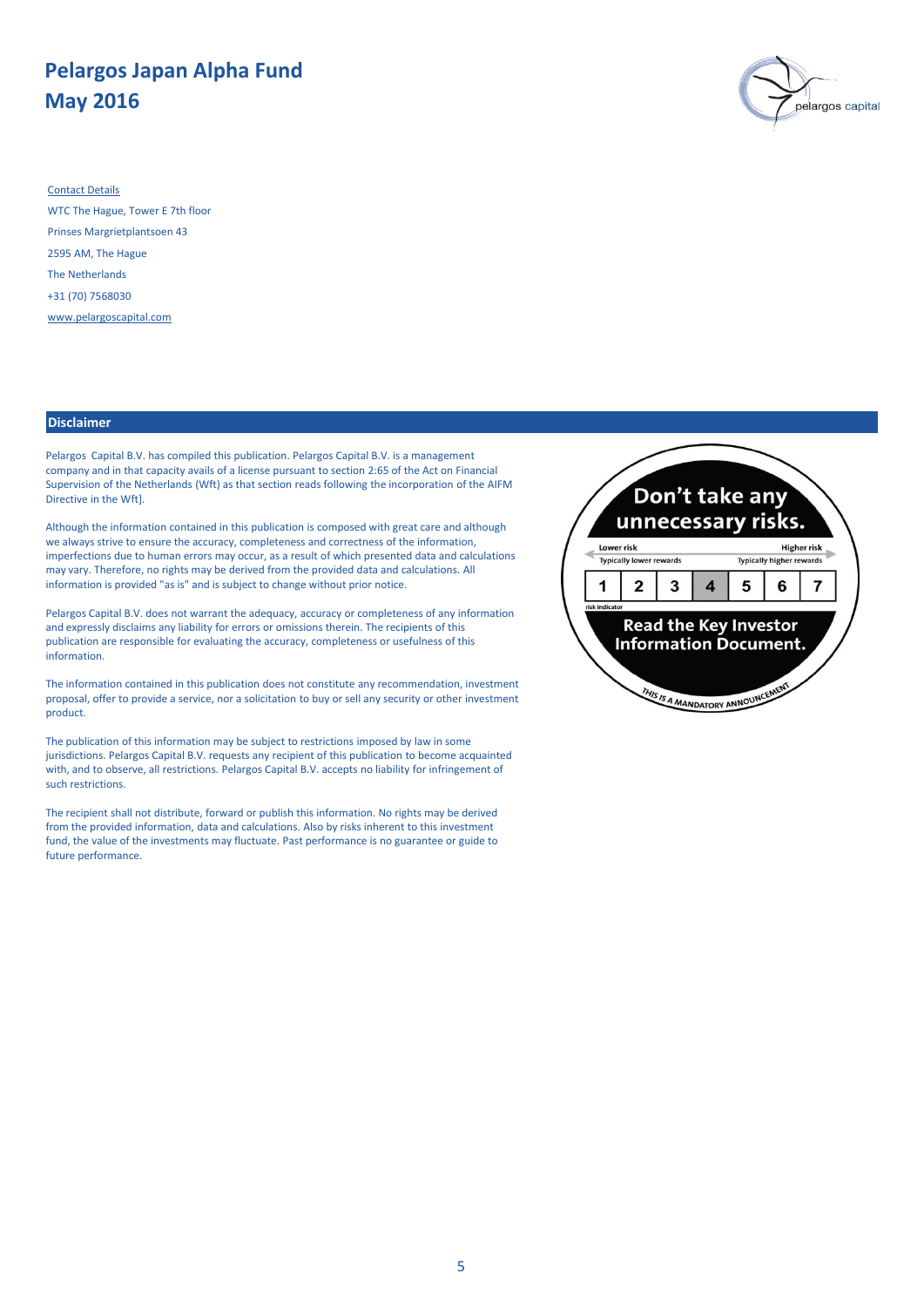# Pelargos Japan Alpha Fund
# May 2016

pelargos capital

Contact Details

WTC The Hague, Tower E 7th floor

Princes Margrietplantsoen 43

2595 AM, The Hague

The Netherlands

+31 (70) 7568030

www.pelargoscapital.com

## Disclaimer

Pelargos Capital B.V. has compiled this publication. Pelargos Capital B.V. is a management company and in that capacity avails of a license pursuant to section 2:65 of the Act on Financial Supervision of the Netherlands (Wft) as that section reads following the incorporation of the AIFM Directive in the Wft].

Although the information contained in this publication is composed with great care and although we always strive to ensure the accuracy, completeness and correctness of the information, imperfections due to human errors may occur, as a result of which presented data and calculations may vary. Therefore, no rights may be derived from the provided data and calculations. All information is provided "as is" and is subject to change without prior notice.

Pelargos Capital B.V. does not warrant the adequacy, accuracy or completeness of any information and expressly disclaims any liability for errors or omissions therein. The recipients of this publication are responsible for evaluating the accuracy, completeness or usefulness of this information.

The information contained in this publication does not constitute any recommendation, investment proposal, offer to provide a service, nor a solicitation to buy or sell any security or other investment product.

The publication of this information may be subject to restrictions imposed by law in some jurisdictions. Pelargos Capital B.V. requests any recipient of this publication to become acquainted with, and to observe, all restrictions. Pelargos Capital B.V. accepts no liability for infringement of such restrictions.

The recipient shall not distribute, forward or publish this information. No rights may be derived from the provided information, data and calculations. Also by risks inherent to this investment fund, the value of the investments may fluctuate. Past performance is no guarantee or guide to future performance.

Don't take any unnecessary risks.

Lower risk — Typically lower rewards

Higher risk — Typically higher rewards

1 2 3 4 5 6 7

risk indicator

Read the Key Investor Information Document.

THIS IS A MANDATORY ANNOUNCEMENT